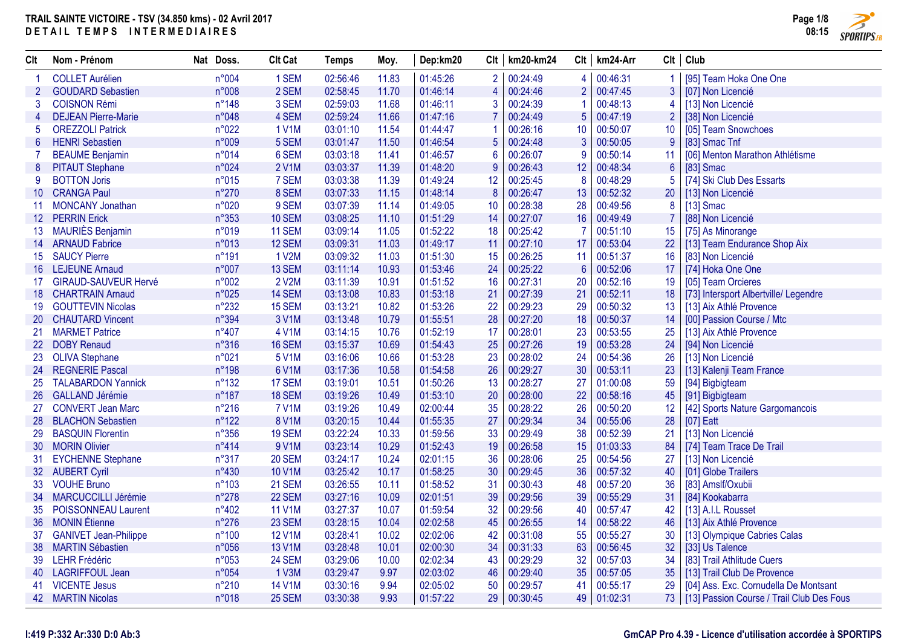# TRAIL SAINTE VICTOIRE - TSV (34.850 kms) - 02 Avril 2017

## DETAIL TEMPS INTERMEDIAIRES

| Clt | Nom - Prénom | Nat | Doss. | Clt Cat | Temps | Moy. | Dep:km20 | Clt | km20-km24 | Clt | km24-Arr | Clt | Club |
|---|---|---|---|---|---|---|---|---|---|---|---|---|---|
| 1 | COLLET Aurélien | | n°004 | 1 SEM | 02:56:46 | 11.83 | 01:45:26 | 2 | 00:24:49 | 4 | 00:46:31 | 1 | [95] Team Hoka One One |
| 2 | GOUDARD Sebastien | | n°008 | 2 SEM | 02:58:45 | 11.70 | 01:46:14 | 4 | 00:24:46 | 2 | 00:47:45 | 3 | [07] Non Licencié |
| 3 | COISNON Rémi | | n°148 | 3 SEM | 02:59:03 | 11.68 | 01:46:11 | 3 | 00:24:39 | 1 | 00:48:13 | 4 | [13] Non Licencié |
| 4 | DEJEAN Pierre-Marie | | n°048 | 4 SEM | 02:59:24 | 11.66 | 01:47:16 | 7 | 00:24:49 | 5 | 00:47:19 | 2 | [38] Non Licencié |
| 5 | OREZZOLI Patrick | | n°022 | 1 V1M | 03:01:10 | 11.54 | 01:44:47 | 1 | 00:26:16 | 10 | 00:50:07 | 10 | [05] Team Snowchoes |
| 6 | HENRI Sebastien | | n°009 | 5 SEM | 03:01:47 | 11.50 | 01:46:54 | 5 | 00:24:48 | 3 | 00:50:05 | 9 | [83] Smac Tnf |
| 7 | BEAUME Benjamin | | n°014 | 6 SEM | 03:03:18 | 11.41 | 01:46:57 | 6 | 00:26:07 | 9 | 00:50:14 | 11 | [06] Menton Marathon Athlétisme |
| 8 | PITAUT Stephane | | n°024 | 2 V1M | 03:03:37 | 11.39 | 01:48:20 | 9 | 00:26:43 | 12 | 00:48:34 | 6 | [83] Smac |
| 9 | BOTTON Joris | | n°015 | 7 SEM | 03:03:38 | 11.39 | 01:49:24 | 12 | 00:25:45 | 8 | 00:48:29 | 5 | [74] Ski Club Des Essarts |
| 10 | CRANGA Paul | | n°270 | 8 SEM | 03:07:33 | 11.15 | 01:48:14 | 8 | 00:26:47 | 13 | 00:52:32 | 20 | [13] Non Licencié |
| 11 | MONCANY Jonathan | | n°020 | 9 SEM | 03:07:39 | 11.14 | 01:49:05 | 10 | 00:28:38 | 28 | 00:49:56 | 8 | [13] Smac |
| 12 | PERRIN Erick | | n°353 | 10 SEM | 03:08:25 | 11.10 | 01:51:29 | 14 | 00:27:07 | 16 | 00:49:49 | 7 | [88] Non Licencié |
| 13 | MAURIÈS Benjamin | | n°019 | 11 SEM | 03:09:14 | 11.05 | 01:52:22 | 18 | 00:25:42 | 7 | 00:51:10 | 15 | [75] As Minorange |
| 14 | ARNAUD Fabrice | | n°013 | 12 SEM | 03:09:31 | 11.03 | 01:49:17 | 11 | 00:27:10 | 17 | 00:53:04 | 22 | [13] Team Endurance Shop Aix |
| 15 | SAUCY Pierre | | n°191 | 1 V2M | 03:09:32 | 11.03 | 01:51:30 | 15 | 00:26:25 | 11 | 00:51:37 | 16 | [83] Non Licencié |
| 16 | LEJEUNE Arnaud | | n°007 | 13 SEM | 03:11:14 | 10.93 | 01:53:46 | 24 | 00:25:22 | 6 | 00:52:06 | 17 | [74] Hoka One One |
| 17 | GIRAUD-SAUVEUR Hervé | | n°002 | 2 V2M | 03:11:39 | 10.91 | 01:51:52 | 16 | 00:27:31 | 20 | 00:52:16 | 19 | [05] Team Orcieres |
| 18 | CHARTRAIN Arnaud | | n°025 | 14 SEM | 03:13:08 | 10.83 | 01:53:18 | 21 | 00:27:39 | 21 | 00:52:11 | 18 | [73] Intersport Albertville/ Legendre |
| 19 | GOUTTEVIN Nicolas | | n°232 | 15 SEM | 03:13:21 | 10.82 | 01:53:26 | 22 | 00:29:23 | 29 | 00:50:32 | 13 | [13] Aix Athlé Provence |
| 20 | CHAUTARD Vincent | | n°394 | 3 V1M | 03:13:48 | 10.79 | 01:55:51 | 28 | 00:27:20 | 18 | 00:50:37 | 14 | [00] Passion Course / Mtc |
| 21 | MARMET Patrice | | n°407 | 4 V1M | 03:14:15 | 10.76 | 01:52:19 | 17 | 00:28:01 | 23 | 00:53:55 | 25 | [13] Aix Athlé Provence |
| 22 | DOBY Renaud | | n°316 | 16 SEM | 03:15:37 | 10.69 | 01:54:43 | 25 | 00:27:26 | 19 | 00:53:28 | 24 | [94] Non Licencié |
| 23 | OLIVA Stephane | | n°021 | 5 V1M | 03:16:06 | 10.66 | 01:53:28 | 23 | 00:28:02 | 24 | 00:54:36 | 26 | [13] Non Licencié |
| 24 | REGNERIE Pascal | | n°198 | 6 V1M | 03:17:36 | 10.58 | 01:54:58 | 26 | 00:29:27 | 30 | 00:53:11 | 23 | [13] Kalenji Team France |
| 25 | TALABARDON Yannick | | n°132 | 17 SEM | 03:19:01 | 10.51 | 01:50:26 | 13 | 00:28:27 | 27 | 01:00:08 | 59 | [94] Bigbigteam |
| 26 | GALLAND Jérémie | | n°187 | 18 SEM | 03:19:26 | 10.49 | 01:53:10 | 20 | 00:28:00 | 22 | 00:58:16 | 45 | [91] Bigbigteam |
| 27 | CONVERT Jean Marc | | n°216 | 7 V1M | 03:19:26 | 10.49 | 02:00:44 | 35 | 00:28:22 | 26 | 00:50:20 | 12 | [42] Sports Nature Gargomancois |
| 28 | BLACHON Sebastien | | n°122 | 8 V1M | 03:20:15 | 10.44 | 01:55:35 | 27 | 00:29:34 | 34 | 00:55:06 | 28 | [07] Eatt |
| 29 | BASQUIN Florentin | | n°356 | 19 SEM | 03:22:24 | 10.33 | 01:59:56 | 33 | 00:29:49 | 38 | 00:52:39 | 21 | [13] Non Licencié |
| 30 | MORIN Olivier | | n°414 | 9 V1M | 03:23:14 | 10.29 | 01:52:43 | 19 | 00:26:58 | 15 | 01:03:33 | 84 | [74] Team Trace De Trail |
| 31 | EYCHENNE Stephane | | n°317 | 20 SEM | 03:24:17 | 10.24 | 02:01:15 | 36 | 00:28:06 | 25 | 00:54:56 | 27 | [13] Non Licencié |
| 32 | AUBERT Cyril | | n°430 | 10 V1M | 03:25:42 | 10.17 | 01:58:25 | 30 | 00:29:45 | 36 | 00:57:32 | 40 | [01] Globe Trailers |
| 33 | VOUHE Bruno | | n°103 | 21 SEM | 03:26:55 | 10.11 | 01:58:52 | 31 | 00:30:43 | 48 | 00:57:20 | 36 | [83] Amslf/Oxubii |
| 34 | MARCUCCILLI Jérémie | | n°278 | 22 SEM | 03:27:16 | 10.09 | 02:01:51 | 39 | 00:29:56 | 39 | 00:55:29 | 31 | [84] Kookabarra |
| 35 | POISSONNEAU Laurent | | n°402 | 11 V1M | 03:27:37 | 10.07 | 01:59:54 | 32 | 00:29:56 | 40 | 00:57:47 | 42 | [13] A.I.L Rousset |
| 36 | MONIN Étienne | | n°276 | 23 SEM | 03:28:15 | 10.04 | 02:02:58 | 45 | 00:26:55 | 14 | 00:58:22 | 46 | [13] Aix Athlé Provence |
| 37 | GANIVET Jean-Philippe | | n°100 | 12 V1M | 03:28:41 | 10.02 | 02:02:06 | 42 | 00:31:08 | 55 | 00:55:27 | 30 | [13] Olympique Cabries Calas |
| 38 | MARTIN Sébastien | | n°056 | 13 V1M | 03:28:48 | 10.01 | 02:00:30 | 34 | 00:31:33 | 63 | 00:56:45 | 32 | [33] Us Talence |
| 39 | LEHR Frédéric | | n°053 | 24 SEM | 03:29:06 | 10.00 | 02:02:34 | 43 | 00:29:29 | 32 | 00:57:03 | 34 | [83] Trail Athlitude Cuers |
| 40 | LAGRIFFOUL Jean | | n°054 | 1 V3M | 03:29:47 | 9.97 | 02:03:02 | 46 | 00:29:40 | 35 | 00:57:05 | 35 | [13] Trail Club De Provence |
| 41 | VICENTE Jesus | | n°210 | 14 V1M | 03:30:16 | 9.94 | 02:05:02 | 50 | 00:29:57 | 41 | 00:55:17 | 29 | [04] Ass. Exc. Cornudella De Montsant |
| 42 | MARTIN Nicolas | | n°018 | 25 SEM | 03:30:38 | 9.93 | 01:57:22 | 29 | 00:30:45 | 49 | 01:02:31 | 73 | [13] Passion Course / Trail Club Des Fous |

I:419 P:332 Ar:330 D:0 Ab:3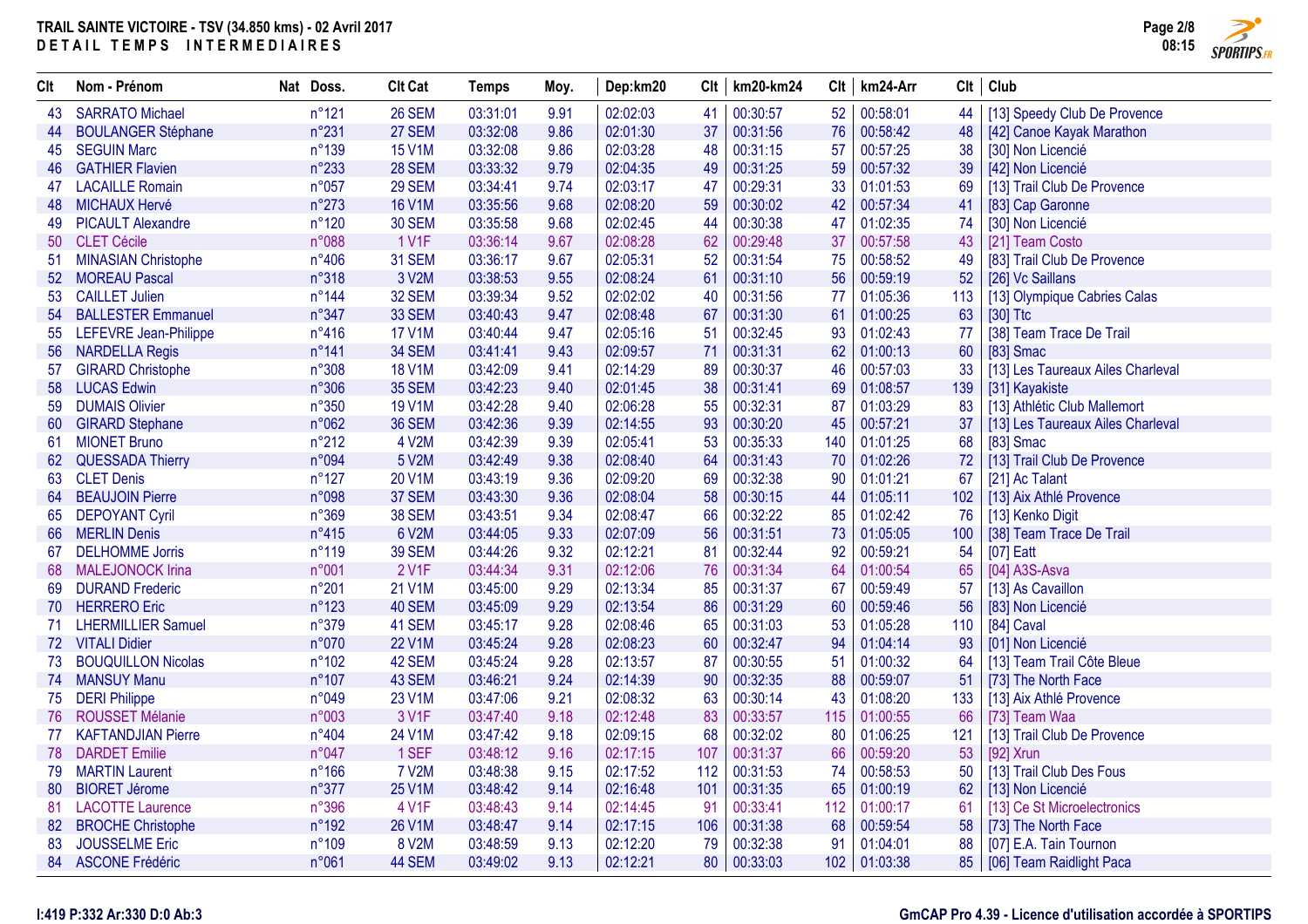# TRAIL SAINTE VICTOIRE - TSV (34.850 kms) - 02 Avril 2017

## DETAIL TEMPS INTERMEDIAIRES

| Clt | Nom - Prénom | Nat | Doss. | Clt Cat | Temps | Moy. | Dep:km20 | Clt | km20-km24 | Clt | km24-Arr | Clt | Club |
|---|---|---|---|---|---|---|---|---|---|---|---|---|---|
| 43 | SARRATO Michael | | n°121 | 26 SEM | 03:31:01 | 9.91 | 02:02:03 | 41 | 00:30:57 | 52 | 00:58:01 | 44 | [13] Speedy Club De Provence |
| 44 | BOULANGER Stéphane | | n°231 | 27 SEM | 03:32:08 | 9.86 | 02:01:30 | 37 | 00:31:56 | 76 | 00:58:42 | 48 | [42] Canoe Kayak Marathon |
| 45 | SEGUIN Marc | | n°139 | 15 V1M | 03:32:08 | 9.86 | 02:03:28 | 48 | 00:31:15 | 57 | 00:57:25 | 38 | [30] Non Licencié |
| 46 | GATHIER Flavien | | n°233 | 28 SEM | 03:33:32 | 9.79 | 02:04:35 | 49 | 00:31:25 | 59 | 00:57:32 | 39 | [42] Non Licencié |
| 47 | LACAILLE Romain | | n°057 | 29 SEM | 03:34:41 | 9.74 | 02:03:17 | 47 | 00:29:31 | 33 | 01:01:53 | 69 | [13] Trail Club De Provence |
| 48 | MICHAUX Hervé | | n°273 | 16 V1M | 03:35:56 | 9.68 | 02:08:20 | 59 | 00:30:02 | 42 | 00:57:34 | 41 | [83] Cap Garonne |
| 49 | PICAULT Alexandre | | n°120 | 30 SEM | 03:35:58 | 9.68 | 02:02:45 | 44 | 00:30:38 | 47 | 01:02:35 | 74 | [30] Non Licencié |
| 50 | CLET Cécile | | n°088 | 1 V1F | 03:36:14 | 9.67 | 02:08:28 | 62 | 00:29:48 | 37 | 00:57:58 | 43 | [21] Team Costo |
| 51 | MINASIAN Christophe | | n°406 | 31 SEM | 03:36:17 | 9.67 | 02:05:31 | 52 | 00:31:54 | 75 | 00:58:52 | 49 | [83] Trail Club De Provence |
| 52 | MOREAU Pascal | | n°318 | 3 V2M | 03:38:53 | 9.55 | 02:08:24 | 61 | 00:31:10 | 56 | 00:59:19 | 52 | [26] Vc Saillans |
| 53 | CAILLET Julien | | n°144 | 32 SEM | 03:39:34 | 9.52 | 02:02:02 | 40 | 00:31:56 | 77 | 01:05:36 | 113 | [13] Olympique Cabries Calas |
| 54 | BALLESTER Emmanuel | | n°347 | 33 SEM | 03:40:43 | 9.47 | 02:08:48 | 67 | 00:31:30 | 61 | 01:00:25 | 63 | [30] Ttc |
| 55 | LEFEVRE Jean-Philippe | | n°416 | 17 V1M | 03:40:44 | 9.47 | 02:05:16 | 51 | 00:32:45 | 93 | 01:02:43 | 77 | [38] Team Trace De Trail |
| 56 | NARDELLA Regis | | n°141 | 34 SEM | 03:41:41 | 9.43 | 02:09:57 | 71 | 00:31:31 | 62 | 01:00:13 | 60 | [83] Smac |
| 57 | GIRARD Christophe | | n°308 | 18 V1M | 03:42:09 | 9.41 | 02:14:29 | 89 | 00:30:37 | 46 | 00:57:03 | 33 | [13] Les Taureaux Ailes Charleval |
| 58 | LUCAS Edwin | | n°306 | 35 SEM | 03:42:23 | 9.40 | 02:01:45 | 38 | 00:31:41 | 69 | 01:08:57 | 139 | [31] Kayakiste |
| 59 | DUMAIS Olivier | | n°350 | 19 V1M | 03:42:28 | 9.40 | 02:06:28 | 55 | 00:32:31 | 87 | 01:03:29 | 83 | [13] Athlétic Club Mallemort |
| 60 | GIRARD Stephane | | n°062 | 36 SEM | 03:42:36 | 9.39 | 02:14:55 | 93 | 00:30:20 | 45 | 00:57:21 | 37 | [13] Les Taureaux Ailes Charleval |
| 61 | MIONET Bruno | | n°212 | 4 V2M | 03:42:39 | 9.39 | 02:05:41 | 53 | 00:35:33 | 140 | 01:01:25 | 68 | [83] Smac |
| 62 | QUESSADA Thierry | | n°094 | 5 V2M | 03:42:49 | 9.38 | 02:08:40 | 64 | 00:31:43 | 70 | 01:02:26 | 72 | [13] Trail Club De Provence |
| 63 | CLET Denis | | n°127 | 20 V1M | 03:43:19 | 9.36 | 02:09:20 | 69 | 00:32:38 | 90 | 01:01:21 | 67 | [21] Ac Talant |
| 64 | BEAUJOIN Pierre | | n°098 | 37 SEM | 03:43:30 | 9.36 | 02:08:04 | 58 | 00:30:15 | 44 | 01:05:11 | 102 | [13] Aix Athlé Provence |
| 65 | DEPOYANT Cyril | | n°369 | 38 SEM | 03:43:51 | 9.34 | 02:08:47 | 66 | 00:32:22 | 85 | 01:02:42 | 76 | [13] Kenko Digit |
| 66 | MERLIN Denis | | n°415 | 6 V2M | 03:44:05 | 9.33 | 02:07:09 | 56 | 00:31:51 | 73 | 01:05:05 | 100 | [38] Team Trace De Trail |
| 67 | DELHOMME Jorris | | n°119 | 39 SEM | 03:44:26 | 9.32 | 02:12:21 | 81 | 00:32:44 | 92 | 00:59:21 | 54 | [07] Eatt |
| 68 | MALEJONOCK Irina | | n°001 | 2 V1F | 03:44:34 | 9.31 | 02:12:06 | 76 | 00:31:34 | 64 | 01:00:54 | 65 | [04] A3S-Asva |
| 69 | DURAND Frederic | | n°201 | 21 V1M | 03:45:00 | 9.29 | 02:13:34 | 85 | 00:31:37 | 67 | 00:59:49 | 57 | [13] As Cavaillon |
| 70 | HERRERO Eric | | n°123 | 40 SEM | 03:45:09 | 9.29 | 02:13:54 | 86 | 00:31:29 | 60 | 00:59:46 | 56 | [83] Non Licencié |
| 71 | LHERMILLIER Samuel | | n°379 | 41 SEM | 03:45:17 | 9.28 | 02:08:46 | 65 | 00:31:03 | 53 | 01:05:28 | 110 | [84] Caval |
| 72 | VITALI Didier | | n°070 | 22 V1M | 03:45:24 | 9.28 | 02:08:23 | 60 | 00:32:47 | 94 | 01:04:14 | 93 | [01] Non Licencié |
| 73 | BOUQUILLON Nicolas | | n°102 | 42 SEM | 03:45:24 | 9.28 | 02:13:57 | 87 | 00:30:55 | 51 | 01:00:32 | 64 | [13] Team Trail Côte Bleue |
| 74 | MANSUY Manu | | n°107 | 43 SEM | 03:46:21 | 9.24 | 02:14:39 | 90 | 00:32:35 | 88 | 00:59:07 | 51 | [73] The North Face |
| 75 | DERI Philippe | | n°049 | 23 V1M | 03:47:06 | 9.21 | 02:08:32 | 63 | 00:30:14 | 43 | 01:08:20 | 133 | [13] Aix Athlé Provence |
| 76 | ROUSSET Mélanie | | n°003 | 3 V1F | 03:47:40 | 9.18 | 02:12:48 | 83 | 00:33:57 | 115 | 01:00:55 | 66 | [73] Team Waa |
| 77 | KAFTANDJIAN Pierre | | n°404 | 24 V1M | 03:47:42 | 9.18 | 02:09:15 | 68 | 00:32:02 | 80 | 01:06:25 | 121 | [13] Trail Club De Provence |
| 78 | DARDET Emilie | | n°047 | 1 SEF | 03:48:12 | 9.16 | 02:17:15 | 107 | 00:31:37 | 66 | 00:59:20 | 53 | [92] Xrun |
| 79 | MARTIN Laurent | | n°166 | 7 V2M | 03:48:38 | 9.15 | 02:17:52 | 112 | 00:31:53 | 74 | 00:58:53 | 50 | [13] Trail Club Des Fous |
| 80 | BIORET Jérome | | n°377 | 25 V1M | 03:48:42 | 9.14 | 02:16:48 | 101 | 00:31:35 | 65 | 01:00:19 | 62 | [13] Non Licencié |
| 81 | LACOTTE Laurence | | n°396 | 4 V1F | 03:48:43 | 9.14 | 02:14:45 | 91 | 00:33:41 | 112 | 01:00:17 | 61 | [13] Ce St Microelectronics |
| 82 | BROCHE Christophe | | n°192 | 26 V1M | 03:48:47 | 9.14 | 02:17:15 | 106 | 00:31:38 | 68 | 00:59:54 | 58 | [73] The North Face |
| 83 | JOUSSELME Eric | | n°109 | 8 V2M | 03:48:59 | 9.13 | 02:12:20 | 79 | 00:32:38 | 91 | 01:04:01 | 88 | [07] E.A. Tain Tournon |
| 84 | ASCONE Frédéric | | n°061 | 44 SEM | 03:49:02 | 9.13 | 02:12:21 | 80 | 00:33:03 | 102 | 01:03:38 | 85 | [06] Team Raidlight Paca |

I:419 P:332 Ar:330 D:0 Ab:3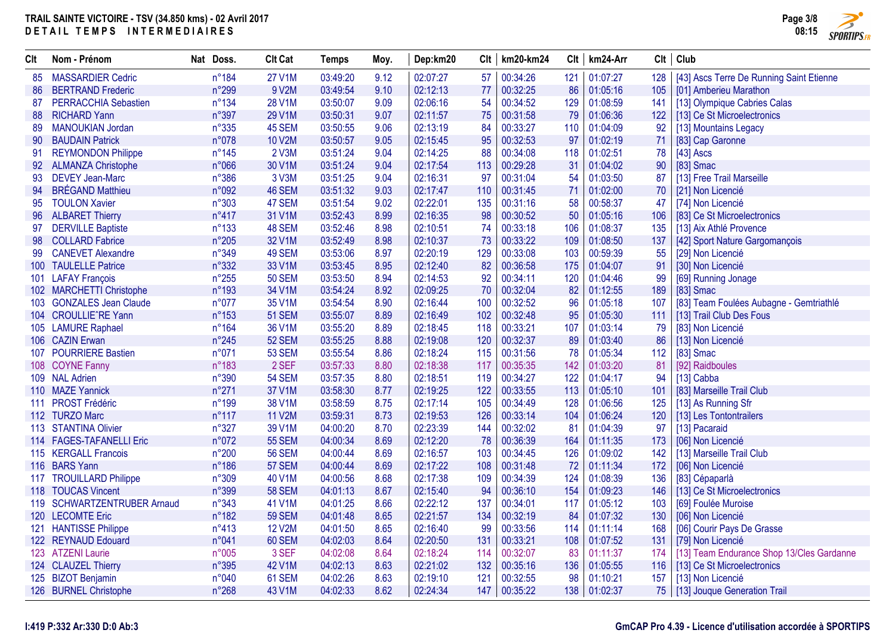# TRAIL SAINTE VICTOIRE - TSV (34.850 kms) - 02 Avril 2017

## DETAIL TEMPS INTERMEDIAIRES

| Clt | Nom - Prénom | Nat | Doss. | Clt Cat | Temps | Moy. | Dep:km20 | Clt | km20-km24 | Clt | km24-Arr | Clt | Club |
|---|---|---|---|---|---|---|---|---|---|---|---|---|---|
| 85 | MASSARDIER Cedric | | n°184 | 27 V1M | 03:49:20 | 9.12 | 02:07:27 | 57 | 00:34:26 | 121 | 01:07:27 | 128 | [43] Ascs Terre De Running Saint Etienne |
| 86 | BERTRAND Frederic | | n°299 | 9 V2M | 03:49:54 | 9.10 | 02:12:13 | 77 | 00:32:25 | 86 | 01:05:16 | 105 | [01] Amberieu Marathon |
| 87 | PERRACCHIA Sebastien | | n°134 | 28 V1M | 03:50:07 | 9.09 | 02:06:16 | 54 | 00:34:52 | 129 | 01:08:59 | 141 | [13] Olympique Cabries Calas |
| 88 | RICHARD Yann | | n°397 | 29 V1M | 03:50:31 | 9.07 | 02:11:57 | 75 | 00:31:58 | 79 | 01:06:36 | 122 | [13] Ce St Microelectronics |
| 89 | MANOUKIAN Jordan | | n°335 | 45 SEM | 03:50:55 | 9.06 | 02:13:19 | 84 | 00:33:27 | 110 | 01:04:09 | 92 | [13] Mountains Legacy |
| 90 | BAUDAIN Patrick | | n°078 | 10 V2M | 03:50:57 | 9.05 | 02:15:45 | 95 | 00:32:53 | 97 | 01:02:19 | 71 | [83] Cap Garonne |
| 91 | REYMONDON Philippe | | n°145 | 2 V3M | 03:51:24 | 9.04 | 02:14:25 | 88 | 00:34:08 | 118 | 01:02:51 | 78 | [43] Ascs |
| 92 | ALMANZA Christophe | | n°066 | 30 V1M | 03:51:24 | 9.04 | 02:17:54 | 113 | 00:29:28 | 31 | 01:04:02 | 90 | [83] Smac |
| 93 | DEVEY Jean-Marc | | n°386 | 3 V3M | 03:51:25 | 9.04 | 02:16:31 | 97 | 00:31:04 | 54 | 01:03:50 | 87 | [13] Free Trail Marseille |
| 94 | BRÉGAND Matthieu | | n°092 | 46 SEM | 03:51:32 | 9.03 | 02:17:47 | 110 | 00:31:45 | 71 | 01:02:00 | 70 | [21] Non Licencié |
| 95 | TOULON Xavier | | n°303 | 47 SEM | 03:51:54 | 9.02 | 02:22:01 | 135 | 00:31:16 | 58 | 00:58:37 | 47 | [74] Non Licencié |
| 96 | ALBARET Thierry | | n°417 | 31 V1M | 03:52:43 | 8.99 | 02:16:35 | 98 | 00:30:52 | 50 | 01:05:16 | 106 | [83] Ce St Microelectronics |
| 97 | DERVILLE Baptiste | | n°133 | 48 SEM | 03:52:46 | 8.98 | 02:10:51 | 74 | 00:33:18 | 106 | 01:08:37 | 135 | [13] Aix Athlé Provence |
| 98 | COLLARD Fabrice | | n°205 | 32 V1M | 03:52:49 | 8.98 | 02:10:37 | 73 | 00:33:22 | 109 | 01:08:50 | 137 | [42] Sport Nature Gargomançois |
| 99 | CANEVET Alexandre | | n°349 | 49 SEM | 03:53:06 | 8.97 | 02:20:19 | 129 | 00:33:08 | 103 | 00:59:39 | 55 | [29] Non Licencié |
| 100 | TAULELLE Patrice | | n°332 | 33 V1M | 03:53:45 | 8.95 | 02:12:40 | 82 | 00:36:58 | 175 | 01:04:07 | 91 | [30] Non Licencié |
| 101 | LAFAY François | | n°255 | 50 SEM | 03:53:50 | 8.94 | 02:14:53 | 92 | 00:34:11 | 120 | 01:04:46 | 99 | [69] Running Jonage |
| 102 | MARCHETTI Christophe | | n°193 | 34 V1M | 03:54:24 | 8.92 | 02:09:25 | 70 | 00:32:04 | 82 | 01:12:55 | 189 | [83] Smac |
| 103 | GONZALES Jean Claude | | n°077 | 35 V1M | 03:54:54 | 8.90 | 02:16:44 | 100 | 00:32:52 | 96 | 01:05:18 | 107 | [83] Team Foulées Aubagne - Gemtriathlé |
| 104 | CROULLIE^RE Yann | | n°153 | 51 SEM | 03:55:07 | 8.89 | 02:16:49 | 102 | 00:32:48 | 95 | 01:05:30 | 111 | [13] Trail Club Des Fous |
| 105 | LAMURE Raphael | | n°164 | 36 V1M | 03:55:20 | 8.89 | 02:18:45 | 118 | 00:33:21 | 107 | 01:03:14 | 79 | [83] Non Licencié |
| 106 | CAZIN Erwan | | n°245 | 52 SEM | 03:55:25 | 8.88 | 02:19:08 | 120 | 00:32:37 | 89 | 01:03:40 | 86 | [13] Non Licencié |
| 107 | POURRIERE Bastien | | n°071 | 53 SEM | 03:55:54 | 8.86 | 02:18:24 | 115 | 00:31:56 | 78 | 01:05:34 | 112 | [83] Smac |
| 108 | COYNE Fanny | | n°183 | 2 SEF | 03:57:33 | 8.80 | 02:18:38 | 117 | 00:35:35 | 142 | 01:03:20 | 81 | [92] Raidboules |
| 109 | NAL Adrien | | n°390 | 54 SEM | 03:57:35 | 8.80 | 02:18:51 | 119 | 00:34:27 | 122 | 01:04:17 | 94 | [13] Cabba |
| 110 | MAZE Yannick | | n°271 | 37 V1M | 03:58:30 | 8.77 | 02:19:25 | 122 | 00:33:55 | 113 | 01:05:10 | 101 | [83] Marseille Trail Club |
| 111 | PROST Frédéric | | n°199 | 38 V1M | 03:58:59 | 8.75 | 02:17:14 | 105 | 00:34:49 | 128 | 01:06:56 | 125 | [13] As Running Sfr |
| 112 | TURZO Marc | | n°117 | 11 V2M | 03:59:31 | 8.73 | 02:19:53 | 126 | 00:33:14 | 104 | 01:06:24 | 120 | [13] Les Tontontrailers |
| 113 | STANTINA Olivier | | n°327 | 39 V1M | 04:00:20 | 8.70 | 02:23:39 | 144 | 00:32:02 | 81 | 01:04:39 | 97 | [13] Pacaraid |
| 114 | FAGES-TAFANELLI Eric | | n°072 | 55 SEM | 04:00:34 | 8.69 | 02:12:20 | 78 | 00:36:39 | 164 | 01:11:35 | 173 | [06] Non Licencié |
| 115 | KERGALL Francois | | n°200 | 56 SEM | 04:00:44 | 8.69 | 02:16:57 | 103 | 00:34:45 | 126 | 01:09:02 | 142 | [13] Marseille Trail Club |
| 116 | BARS Yann | | n°186 | 57 SEM | 04:00:44 | 8.69 | 02:17:22 | 108 | 00:31:48 | 72 | 01:11:34 | 172 | [06] Non Licencié |
| 117 | TROUILLARD Philippe | | n°309 | 40 V1M | 04:00:56 | 8.68 | 02:17:38 | 109 | 00:34:39 | 124 | 01:08:39 | 136 | [83] Cépaparlà |
| 118 | TOUCAS Vincent | | n°399 | 58 SEM | 04:01:13 | 8.67 | 02:15:40 | 94 | 00:36:10 | 154 | 01:09:23 | 146 | [13] Ce St Microelectronics |
| 119 | SCHWARTZENTRUBER Arnaud | | n°343 | 41 V1M | 04:01:25 | 8.66 | 02:22:12 | 137 | 00:34:01 | 117 | 01:05:12 | 103 | [69] Foulée Muroise |
| 120 | LECOMTE Eric | | n°182 | 59 SEM | 04:01:48 | 8.65 | 02:21:57 | 134 | 00:32:19 | 84 | 01:07:32 | 130 | [06] Non Licencié |
| 121 | HANTISSE Philippe | | n°413 | 12 V2M | 04:01:50 | 8.65 | 02:16:40 | 99 | 00:33:56 | 114 | 01:11:14 | 168 | [06] Courir Pays De Grasse |
| 122 | REYNAUD Edouard | | n°041 | 60 SEM | 04:02:03 | 8.64 | 02:20:50 | 131 | 00:33:21 | 108 | 01:07:52 | 131 | [79] Non Licencié |
| 123 | ATZENI Laurie | | n°005 | 3 SEF | 04:02:08 | 8.64 | 02:18:24 | 114 | 00:32:07 | 83 | 01:11:37 | 174 | [13] Team Endurance Shop 13/Cles Gardanne |
| 124 | CLAUZEL Thierry | | n°395 | 42 V1M | 04:02:13 | 8.63 | 02:21:02 | 132 | 00:35:16 | 136 | 01:05:55 | 116 | [13] Ce St Microelectronics |
| 125 | BIZOT Benjamin | | n°040 | 61 SEM | 04:02:26 | 8.63 | 02:19:10 | 121 | 00:32:55 | 98 | 01:10:21 | 157 | [13] Non Licencié |
| 126 | BURNEL Christophe | | n°268 | 43 V1M | 04:02:33 | 8.62 | 02:24:34 | 147 | 00:35:22 | 138 | 01:02:37 | 75 | [13] Jouque Generation Trail |

I:419 P:332 Ar:330 D:0 Ab:3

GmCAP Pro 4.39 - Licence d'utilisation accordée à SPORTIPS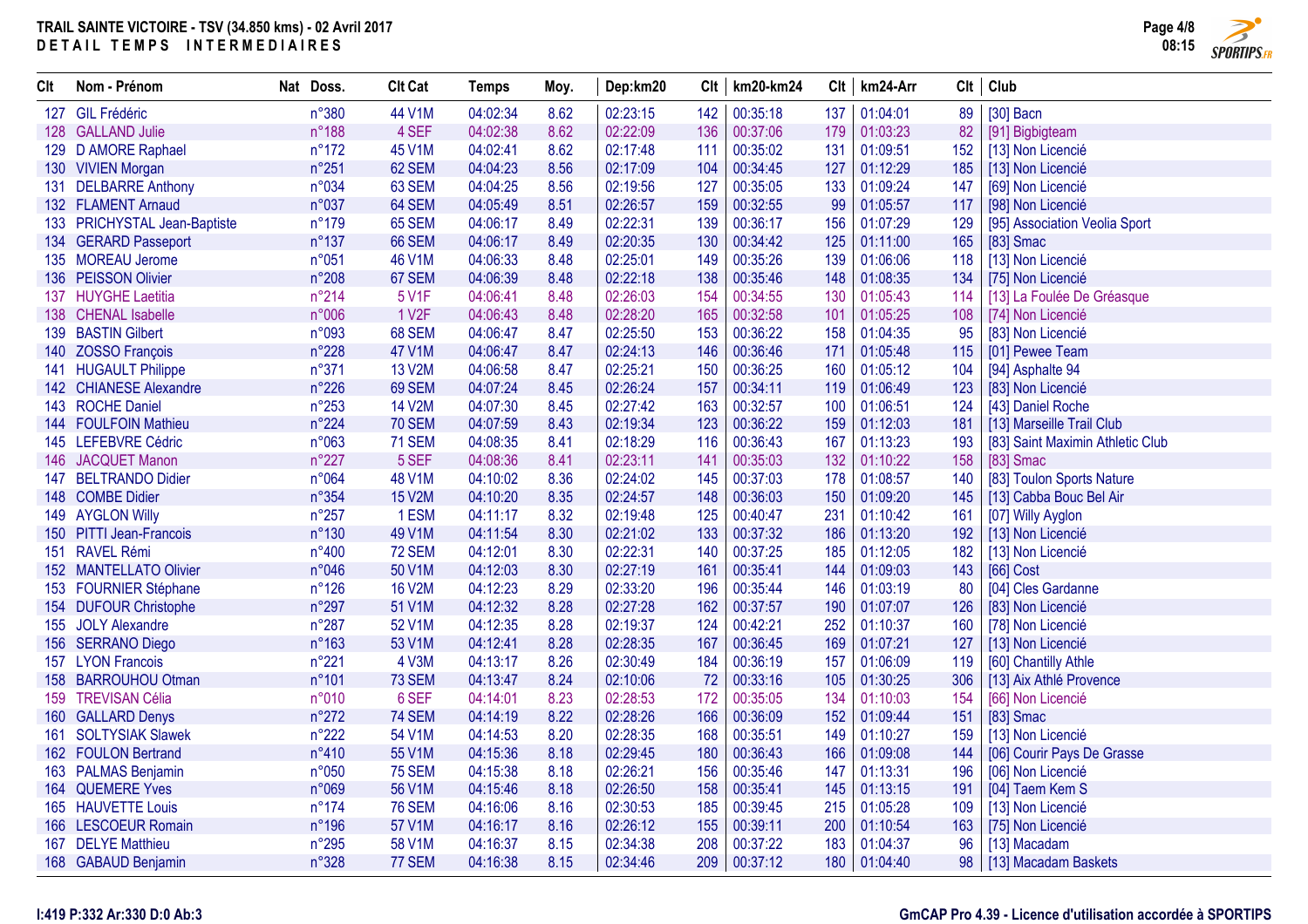**TRAIL SAINTE VICTOIRE - TSV (34.850 kms) - 02 Avril 2017**
**DETAIL TEMPS INTERMEDIAIRES**

| Clt | Nom - Prénom | Nat | Doss. | Clt Cat | Temps | Moy. | Dep:km20 | Clt | km20-km24 | Clt | km24-Arr | Clt | Club |
|---|---|---|---|---|---|---|---|---|---|---|---|---|---|
| 127 | GIL Frédéric | | n°380 | 44 V1M | 04:02:34 | 8.62 | 02:23:15 | 142 | 00:35:18 | 137 | 01:04:01 | 89 | [30] Bacn |
| 128 | GALLAND Julie | | n°188 | 4 SEF | 04:02:38 | 8.62 | 02:22:09 | 136 | 00:37:06 | 179 | 01:03:23 | 82 | [91] Bigbigteam |
| 129 | D AMORE Raphael | | n°172 | 45 V1M | 04:02:41 | 8.62 | 02:17:48 | 111 | 00:35:02 | 131 | 01:09:51 | 152 | [13] Non Licencié |
| 130 | VIVIEN Morgan | | n°251 | 62 SEM | 04:04:23 | 8.56 | 02:17:09 | 104 | 00:34:45 | 127 | 01:12:29 | 185 | [13] Non Licencié |
| 131 | DELBARRE Anthony | | n°034 | 63 SEM | 04:04:25 | 8.56 | 02:19:56 | 127 | 00:35:05 | 133 | 01:09:24 | 147 | [69] Non Licencié |
| 132 | FLAMENT Arnaud | | n°037 | 64 SEM | 04:05:49 | 8.51 | 02:26:57 | 159 | 00:32:55 | 99 | 01:05:57 | 117 | [98] Non Licencié |
| 133 | PRICHYSTAL Jean-Baptiste | | n°179 | 65 SEM | 04:06:17 | 8.49 | 02:22:31 | 139 | 00:36:17 | 156 | 01:07:29 | 129 | [95] Association Veolia Sport |
| 134 | GERARD Passeport | | n°137 | 66 SEM | 04:06:17 | 8.49 | 02:20:35 | 130 | 00:34:42 | 125 | 01:11:00 | 165 | [83] Smac |
| 135 | MOREAU Jerome | | n°051 | 46 V1M | 04:06:33 | 8.48 | 02:25:01 | 149 | 00:35:26 | 139 | 01:06:06 | 118 | [13] Non Licencié |
| 136 | PEISSON Olivier | | n°208 | 67 SEM | 04:06:39 | 8.48 | 02:22:18 | 138 | 00:35:46 | 148 | 01:08:35 | 134 | [75] Non Licencié |
| 137 | HUYGHE Laetitia | | n°214 | 5 V1F | 04:06:41 | 8.48 | 02:26:03 | 154 | 00:34:55 | 130 | 01:05:43 | 114 | [13] La Foulée De Gréasque |
| 138 | CHENAL Isabelle | | n°006 | 1 V2F | 04:06:43 | 8.48 | 02:28:20 | 165 | 00:32:58 | 101 | 01:05:25 | 108 | [74] Non Licencié |
| 139 | BASTIN Gilbert | | n°093 | 68 SEM | 04:06:47 | 8.47 | 02:25:50 | 153 | 00:36:22 | 158 | 01:04:35 | 95 | [83] Non Licencié |
| 140 | ZOSSO François | | n°228 | 47 V1M | 04:06:47 | 8.47 | 02:24:13 | 146 | 00:36:46 | 171 | 01:05:48 | 115 | [01] Pewee Team |
| 141 | HUGAULT Philippe | | n°371 | 13 V2M | 04:06:58 | 8.47 | 02:25:21 | 150 | 00:36:25 | 160 | 01:05:12 | 104 | [94] Asphalte 94 |
| 142 | CHIANESE Alexandre | | n°226 | 69 SEM | 04:07:24 | 8.45 | 02:26:24 | 157 | 00:34:11 | 119 | 01:06:49 | 123 | [83] Non Licencié |
| 143 | ROCHE Daniel | | n°253 | 14 V2M | 04:07:30 | 8.45 | 02:27:42 | 163 | 00:32:57 | 100 | 01:06:51 | 124 | [43] Daniel Roche |
| 144 | FOULFOIN Mathieu | | n°224 | 70 SEM | 04:07:59 | 8.43 | 02:19:34 | 123 | 00:36:22 | 159 | 01:12:03 | 181 | [13] Marseille Trail Club |
| 145 | LEFEBVRE Cédric | | n°063 | 71 SEM | 04:08:35 | 8.41 | 02:18:29 | 116 | 00:36:43 | 167 | 01:13:23 | 193 | [83] Saint Maximin Athletic Club |
| 146 | JACQUET Manon | | n°227 | 5 SEF | 04:08:36 | 8.41 | 02:23:11 | 141 | 00:35:03 | 132 | 01:10:22 | 158 | [83] Smac |
| 147 | BELTRANDO Didier | | n°064 | 48 V1M | 04:10:02 | 8.36 | 02:24:02 | 145 | 00:37:03 | 178 | 01:08:57 | 140 | [83] Toulon Sports Nature |
| 148 | COMBE Didier | | n°354 | 15 V2M | 04:10:20 | 8.35 | 02:24:57 | 148 | 00:36:03 | 150 | 01:09:20 | 145 | [13] Cabba Bouc Bel Air |
| 149 | AYGLON Willy | | n°257 | 1 ESM | 04:11:17 | 8.32 | 02:19:48 | 125 | 00:40:47 | 231 | 01:10:42 | 161 | [07] Willy Ayglon |
| 150 | PITTI Jean-Francois | | n°130 | 49 V1M | 04:11:54 | 8.30 | 02:21:02 | 133 | 00:37:32 | 186 | 01:13:20 | 192 | [13] Non Licencié |
| 151 | RAVEL Rémi | | n°400 | 72 SEM | 04:12:01 | 8.30 | 02:22:31 | 140 | 00:37:25 | 185 | 01:12:05 | 182 | [13] Non Licencié |
| 152 | MANTELLATO Olivier | | n°046 | 50 V1M | 04:12:03 | 8.30 | 02:27:19 | 161 | 00:35:41 | 144 | 01:09:03 | 143 | [66] Cost |
| 153 | FOURNIER Stéphane | | n°126 | 16 V2M | 04:12:23 | 8.29 | 02:33:20 | 196 | 00:35:44 | 146 | 01:03:19 | 80 | [04] Cles Gardanne |
| 154 | DUFOUR Christophe | | n°297 | 51 V1M | 04:12:32 | 8.28 | 02:27:28 | 162 | 00:37:57 | 190 | 01:07:07 | 126 | [83] Non Licencié |
| 155 | JOLY Alexandre | | n°287 | 52 V1M | 04:12:35 | 8.28 | 02:19:37 | 124 | 00:42:21 | 252 | 01:10:37 | 160 | [78] Non Licencié |
| 156 | SERRANO Diego | | n°163 | 53 V1M | 04:12:41 | 8.28 | 02:28:35 | 167 | 00:36:45 | 169 | 01:07:21 | 127 | [13] Non Licencié |
| 157 | LYON Francois | | n°221 | 4 V3M | 04:13:17 | 8.26 | 02:30:49 | 184 | 00:36:19 | 157 | 01:06:09 | 119 | [60] Chantilly Athle |
| 158 | BARROUHOU Otman | | n°101 | 73 SEM | 04:13:47 | 8.24 | 02:10:06 | 72 | 00:33:16 | 105 | 01:30:25 | 306 | [13] Aix Athlé Provence |
| 159 | TREVISAN Célia | | n°010 | 6 SEF | 04:14:01 | 8.23 | 02:28:53 | 172 | 00:35:05 | 134 | 01:10:03 | 154 | [66] Non Licencié |
| 160 | GALLARD Denys | | n°272 | 74 SEM | 04:14:19 | 8.22 | 02:28:26 | 166 | 00:36:09 | 152 | 01:09:44 | 151 | [83] Smac |
| 161 | SOLTYSIAK Slawek | | n°222 | 54 V1M | 04:14:53 | 8.20 | 02:28:35 | 168 | 00:35:51 | 149 | 01:10:27 | 159 | [13] Non Licencié |
| 162 | FOULON Bertrand | | n°410 | 55 V1M | 04:15:36 | 8.18 | 02:29:45 | 180 | 00:36:43 | 166 | 01:09:08 | 144 | [06] Courir Pays De Grasse |
| 163 | PALMAS Benjamin | | n°050 | 75 SEM | 04:15:38 | 8.18 | 02:26:21 | 156 | 00:35:46 | 147 | 01:13:31 | 196 | [06] Non Licencié |
| 164 | QUEMERE Yves | | n°069 | 56 V1M | 04:15:46 | 8.18 | 02:26:50 | 158 | 00:35:41 | 145 | 01:13:15 | 191 | [04] Taem Kem S |
| 165 | HAUVETTE Louis | | n°174 | 76 SEM | 04:16:06 | 8.16 | 02:30:53 | 185 | 00:39:45 | 215 | 01:05:28 | 109 | [13] Non Licencié |
| 166 | LESCOEUR Romain | | n°196 | 57 V1M | 04:16:17 | 8.16 | 02:26:12 | 155 | 00:39:11 | 200 | 01:10:54 | 163 | [75] Non Licencié |
| 167 | DELYE Matthieu | | n°295 | 58 V1M | 04:16:37 | 8.15 | 02:34:38 | 208 | 00:37:22 | 183 | 01:04:37 | 96 | [13] Macadam |
| 168 | GABAUD Benjamin | | n°328 | 77 SEM | 04:16:38 | 8.15 | 02:34:46 | 209 | 00:37:12 | 180 | 01:04:40 | 98 | [13] Macadam Baskets |

I:419 P:332 Ar:330 D:0 Ab:3

GmCAP Pro 4.39 - Licence d'utilisation accordée à SPORTIPS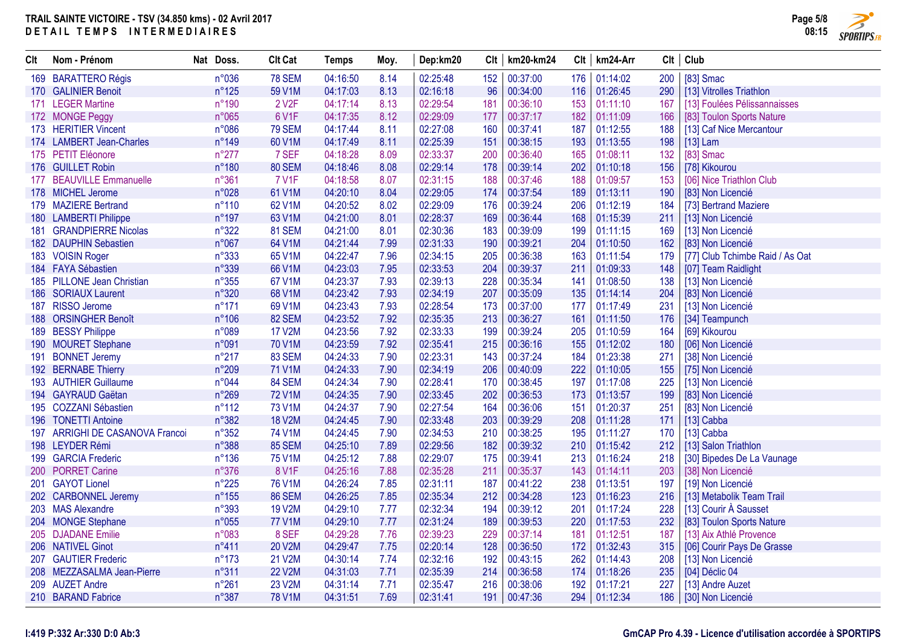# TRAIL SAINTE VICTOIRE - TSV (34.850 kms) - 02 Avril 2017

**DETAIL TEMPS INTERMEDIAIRES**

| Clt | Nom - Prénom | Nat | Doss. | Clt Cat | Temps | Moy. | Dep:km20 | Clt | km20-km24 | Clt | km24-Arr | Clt | Club |
|---|---|---|---|---|---|---|---|---|---|---|---|---|---|
| 169 | BARATTERO Régis | | n°036 | 78 SEM | 04:16:50 | 8.14 | 02:25:48 | 152 | 00:37:00 | 176 | 01:14:02 | 200 | [83] Smac |
| 170 | GALINIER Benoit | | n°125 | 59 V1M | 04:17:03 | 8.13 | 02:16:18 | 96 | 00:34:00 | 116 | 01:26:45 | 290 | [13] Vitrolles Triathlon |
| 171 | LEGER Martine | | n°190 | 2 V2F | 04:17:14 | 8.13 | 02:29:54 | 181 | 00:36:10 | 153 | 01:11:10 | 167 | [13] Foulées Pélissannaises |
| 172 | MONGE Peggy | | n°065 | 6 V1F | 04:17:35 | 8.12 | 02:29:09 | 177 | 00:37:17 | 182 | 01:11:09 | 166 | [83] Toulon Sports Nature |
| 173 | HERITIER Vincent | | n°086 | 79 SEM | 04:17:44 | 8.11 | 02:27:08 | 160 | 00:37:41 | 187 | 01:12:55 | 188 | [13] Caf Nice Mercantour |
| 174 | LAMBERT Jean-Charles | | n°149 | 60 V1M | 04:17:49 | 8.11 | 02:25:39 | 151 | 00:38:15 | 193 | 01:13:55 | 198 | [13] Lam |
| 175 | PETIT Eléonore | | n°277 | 7 SEF | 04:18:28 | 8.09 | 02:33:37 | 200 | 00:36:40 | 165 | 01:08:11 | 132 | [83] Smac |
| 176 | GUILLET Robin | | n°180 | 80 SEM | 04:18:46 | 8.08 | 02:29:14 | 178 | 00:39:14 | 202 | 01:10:18 | 156 | [78] Kikourou |
| 177 | BEAUVILLE Emmanuelle | | n°361 | 7 V1F | 04:18:58 | 8.07 | 02:31:15 | 188 | 00:37:46 | 188 | 01:09:57 | 153 | [06] Nice Triathlon Club |
| 178 | MICHEL Jerome | | n°028 | 61 V1M | 04:20:10 | 8.04 | 02:29:05 | 174 | 00:37:54 | 189 | 01:13:11 | 190 | [83] Non Licencié |
| 179 | MAZIERE Bertrand | | n°110 | 62 V1M | 04:20:52 | 8.02 | 02:29:09 | 176 | 00:39:24 | 206 | 01:12:19 | 184 | [73] Bertrand Maziere |
| 180 | LAMBERTI Philippe | | n°197 | 63 V1M | 04:21:00 | 8.01 | 02:28:37 | 169 | 00:36:44 | 168 | 01:15:39 | 211 | [13] Non Licencié |
| 181 | GRANDPIERRE Nicolas | | n°322 | 81 SEM | 04:21:00 | 8.01 | 02:30:36 | 183 | 00:39:09 | 199 | 01:11:15 | 169 | [13] Non Licencié |
| 182 | DAUPHIN Sebastien | | n°067 | 64 V1M | 04:21:44 | 7.99 | 02:31:33 | 190 | 00:39:21 | 204 | 01:10:50 | 162 | [83] Non Licencié |
| 183 | VOISIN Roger | | n°333 | 65 V1M | 04:22:47 | 7.96 | 02:34:15 | 205 | 00:36:38 | 163 | 01:11:54 | 179 | [77] Club Tchimbe Raid / As Oat |
| 184 | FAYA Sébastien | | n°339 | 66 V1M | 04:23:03 | 7.95 | 02:33:53 | 204 | 00:39:37 | 211 | 01:09:33 | 148 | [07] Team Raidlight |
| 185 | PILLONE Jean Christian | | n°355 | 67 V1M | 04:23:37 | 7.93 | 02:39:13 | 228 | 00:35:34 | 141 | 01:08:50 | 138 | [13] Non Licencié |
| 186 | SORIAUX Laurent | | n°320 | 68 V1M | 04:23:42 | 7.93 | 02:34:19 | 207 | 00:35:09 | 135 | 01:14:14 | 204 | [83] Non Licencié |
| 187 | RISSO Jerome | | n°171 | 69 V1M | 04:23:43 | 7.93 | 02:28:54 | 173 | 00:37:00 | 177 | 01:17:49 | 231 | [13] Non Licencié |
| 188 | ORSINGHER Benoît | | n°106 | 82 SEM | 04:23:52 | 7.92 | 02:35:35 | 213 | 00:36:27 | 161 | 01:11:50 | 176 | [34] Teampunch |
| 189 | BESSY Philippe | | n°089 | 17 V2M | 04:23:56 | 7.92 | 02:33:33 | 199 | 00:39:24 | 205 | 01:10:59 | 164 | [69] Kikourou |
| 190 | MOURET Stephane | | n°091 | 70 V1M | 04:23:59 | 7.92 | 02:35:41 | 215 | 00:36:16 | 155 | 01:12:02 | 180 | [06] Non Licencié |
| 191 | BONNET Jeremy | | n°217 | 83 SEM | 04:24:33 | 7.90 | 02:23:31 | 143 | 00:37:24 | 184 | 01:23:38 | 271 | [38] Non Licencié |
| 192 | BERNABE Thierry | | n°209 | 71 V1M | 04:24:33 | 7.90 | 02:34:19 | 206 | 00:40:09 | 222 | 01:10:05 | 155 | [75] Non Licencié |
| 193 | AUTHIER Guillaume | | n°044 | 84 SEM | 04:24:34 | 7.90 | 02:28:41 | 170 | 00:38:45 | 197 | 01:17:08 | 225 | [13] Non Licencié |
| 194 | GAYRAUD Gaëtan | | n°269 | 72 V1M | 04:24:35 | 7.90 | 02:33:45 | 202 | 00:36:53 | 173 | 01:13:57 | 199 | [83] Non Licencié |
| 195 | COZZANI Sébastien | | n°112 | 73 V1M | 04:24:37 | 7.90 | 02:27:54 | 164 | 00:36:06 | 151 | 01:20:37 | 251 | [83] Non Licencié |
| 196 | TONETTI Antoine | | n°382 | 18 V2M | 04:24:45 | 7.90 | 02:33:48 | 203 | 00:39:29 | 208 | 01:11:28 | 171 | [13] Cabba |
| 197 | ARRIGHI DE CASANOVA Francoi | | n°352 | 74 V1M | 04:24:45 | 7.90 | 02:34:53 | 210 | 00:38:25 | 195 | 01:11:27 | 170 | [13] Cabba |
| 198 | LEYDER Rémi | | n°388 | 85 SEM | 04:25:10 | 7.89 | 02:29:56 | 182 | 00:39:32 | 210 | 01:15:42 | 212 | [13] Salon Triathlon |
| 199 | GARCIA Frederic | | n°136 | 75 V1M | 04:25:12 | 7.88 | 02:29:07 | 175 | 00:39:41 | 213 | 01:16:24 | 218 | [30] Bipedes De La Vaunage |
| 200 | PORRET Carine | | n°376 | 8 V1F | 04:25:16 | 7.88 | 02:35:28 | 211 | 00:35:37 | 143 | 01:14:11 | 203 | [38] Non Licencié |
| 201 | GAYOT Lionel | | n°225 | 76 V1M | 04:26:24 | 7.85 | 02:31:11 | 187 | 00:41:22 | 238 | 01:13:51 | 197 | [19] Non Licencié |
| 202 | CARBONNEL Jeremy | | n°155 | 86 SEM | 04:26:25 | 7.85 | 02:35:34 | 212 | 00:34:28 | 123 | 01:16:23 | 216 | [13] Metabolik Team Trail |
| 203 | MAS Alexandre | | n°393 | 19 V2M | 04:29:10 | 7.77 | 02:32:34 | 194 | 00:39:12 | 201 | 01:17:24 | 228 | [13] Courir À Sausset |
| 204 | MONGE Stephane | | n°055 | 77 V1M | 04:29:10 | 7.77 | 02:31:24 | 189 | 00:39:53 | 220 | 01:17:53 | 232 | [83] Toulon Sports Nature |
| 205 | DJADANE Emilie | | n°083 | 8 SEF | 04:29:28 | 7.76 | 02:39:23 | 229 | 00:37:14 | 181 | 01:12:51 | 187 | [13] Aix Athlé Provence |
| 206 | NATIVEL Ginot | | n°411 | 20 V2M | 04:29:47 | 7.75 | 02:20:14 | 128 | 00:36:50 | 172 | 01:32:43 | 315 | [06] Courir Pays De Grasse |
| 207 | GAUTIER Frederic | | n°173 | 21 V2M | 04:30:14 | 7.74 | 02:32:16 | 192 | 00:43:15 | 262 | 01:14:43 | 208 | [13] Non Licencié |
| 208 | MEZZASALMA Jean-Pierre | | n°311 | 22 V2M | 04:31:03 | 7.71 | 02:35:39 | 214 | 00:36:58 | 174 | 01:18:26 | 235 | [04] Déclic 04 |
| 209 | AUZET Andre | | n°261 | 23 V2M | 04:31:14 | 7.71 | 02:35:47 | 216 | 00:38:06 | 192 | 01:17:21 | 227 | [13] Andre Auzet |
| 210 | BARAND Fabrice | | n°387 | 78 V1M | 04:31:51 | 7.69 | 02:31:41 | 191 | 00:47:36 | 294 | 01:12:34 | 186 | [30] Non Licencié |

I:419 P:332 Ar:330 D:0 Ab:3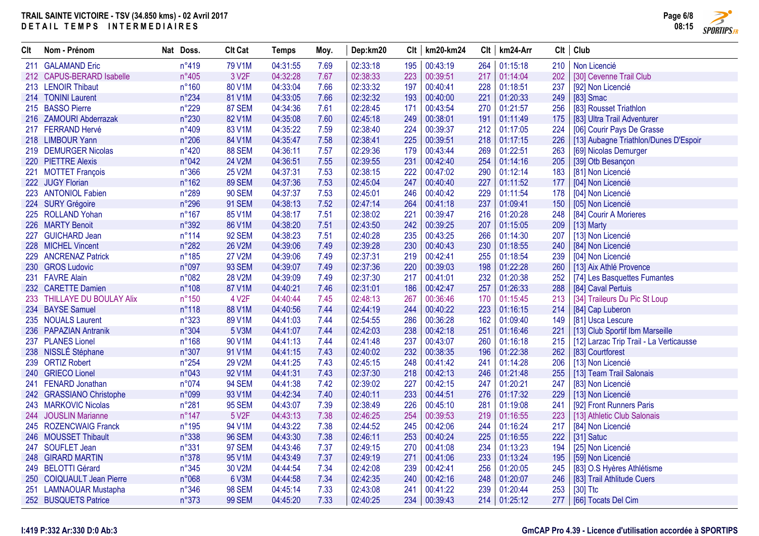# TRAIL SAINTE VICTOIRE - TSV (34.850 kms) - 02 Avril 2017

**DETAIL TEMPS INTERMEDIAIRES**

| Clt | Nom - Prénom | Nat | Doss. | Clt Cat | Temps | Moy. | Dep:km20 | Clt | km20-km24 | Clt | km24-Arr | Clt | Club |
|---|---|---|---|---|---|---|---|---|---|---|---|---|---|
| 211 | GALAMAND Eric | | n°419 | 79 V1M | 04:31:55 | 7.69 | 02:33:18 | 195 | 00:43:19 | 264 | 01:15:18 | 210 | Non Licencié |
| 212 | CAPUS-BERARD Isabelle | | n°405 | 3 V2F | 04:32:28 | 7.67 | 02:38:33 | 223 | 00:39:51 | 217 | 01:14:04 | 202 | [30] Cevenne Trail Club |
| 213 | LENOIR Thibaut | | n°160 | 80 V1M | 04:33:04 | 7.66 | 02:33:32 | 197 | 00:40:41 | 228 | 01:18:51 | 237 | [92] Non Licencié |
| 214 | TONINI Laurent | | n°234 | 81 V1M | 04:33:05 | 7.66 | 02:32:32 | 193 | 00:40:00 | 221 | 01:20:33 | 249 | [83] Smac |
| 215 | BASSO Pierre | | n°229 | 87 SEM | 04:34:36 | 7.61 | 02:28:45 | 171 | 00:43:54 | 270 | 01:21:57 | 256 | [83] Rousset Triathlon |
| 216 | ZAMOURI Abderrazak | | n°230 | 82 V1M | 04:35:08 | 7.60 | 02:45:18 | 249 | 00:38:01 | 191 | 01:11:49 | 175 | [83] Ultra Trail Adventurer |
| 217 | FERRAND Hervé | | n°409 | 83 V1M | 04:35:22 | 7.59 | 02:38:40 | 224 | 00:39:37 | 212 | 01:17:05 | 224 | [06] Courir Pays De Grasse |
| 218 | LIMBOUR Yann | | n°206 | 84 V1M | 04:35:47 | 7.58 | 02:38:41 | 225 | 00:39:51 | 218 | 01:17:15 | 226 | [13] Aubagne Triathlon/Dunes D'Espoir |
| 219 | DEMURGER Nicolas | | n°420 | 88 SEM | 04:36:11 | 7.57 | 02:29:36 | 179 | 00:43:44 | 269 | 01:22:51 | 263 | [69] Nicolas Demurger |
| 220 | PIETTRE Alexis | | n°042 | 24 V2M | 04:36:51 | 7.55 | 02:39:55 | 231 | 00:42:40 | 254 | 01:14:16 | 205 | [39] Otb Besançon |
| 221 | MOTTET François | | n°366 | 25 V2M | 04:37:31 | 7.53 | 02:38:15 | 222 | 00:47:02 | 290 | 01:12:14 | 183 | [81] Non Licencié |
| 222 | JUGY Florian | | n°162 | 89 SEM | 04:37:36 | 7.53 | 02:45:04 | 247 | 00:40:40 | 227 | 01:11:52 | 177 | [04] Non Licencié |
| 223 | ANTONIOL Fabien | | n°289 | 90 SEM | 04:37:37 | 7.53 | 02:45:01 | 246 | 00:40:42 | 229 | 01:11:54 | 178 | [04] Non Licencié |
| 224 | SURY Grégoire | | n°296 | 91 SEM | 04:38:13 | 7.52 | 02:47:14 | 264 | 00:41:18 | 237 | 01:09:41 | 150 | [05] Non Licencié |
| 225 | ROLLAND Yohan | | n°167 | 85 V1M | 04:38:17 | 7.51 | 02:38:02 | 221 | 00:39:47 | 216 | 01:20:28 | 248 | [84] Courir A Morieres |
| 226 | MARTY Benoit | | n°392 | 86 V1M | 04:38:20 | 7.51 | 02:43:50 | 242 | 00:39:25 | 207 | 01:15:05 | 209 | [13] Marty |
| 227 | GUICHARD Jean | | n°114 | 92 SEM | 04:38:23 | 7.51 | 02:40:28 | 235 | 00:43:25 | 266 | 01:14:30 | 207 | [13] Non Licencié |
| 228 | MICHEL Vincent | | n°282 | 26 V2M | 04:39:06 | 7.49 | 02:39:28 | 230 | 00:40:43 | 230 | 01:18:55 | 240 | [84] Non Licencié |
| 229 | ANCRENAZ Patrick | | n°185 | 27 V2M | 04:39:06 | 7.49 | 02:37:31 | 219 | 00:42:41 | 255 | 01:18:54 | 239 | [04] Non Licencié |
| 230 | GROS Ludovic | | n°097 | 93 SEM | 04:39:07 | 7.49 | 02:37:36 | 220 | 00:39:03 | 198 | 01:22:28 | 260 | [13] Aix Athlé Provence |
| 231 | FAVRE Alain | | n°082 | 28 V2M | 04:39:09 | 7.49 | 02:37:30 | 217 | 00:41:01 | 232 | 01:20:38 | 252 | [74] Les Basquettes Fumantes |
| 232 | CARETTE Damien | | n°108 | 87 V1M | 04:40:21 | 7.46 | 02:31:01 | 186 | 00:42:47 | 257 | 01:26:33 | 288 | [84] Caval Pertuis |
| 233 | THILLAYE DU BOULAY Alix | | n°150 | 4 V2F | 04:40:44 | 7.45 | 02:48:13 | 267 | 00:36:46 | 170 | 01:15:45 | 213 | [34] Traileurs Du Pic St Loup |
| 234 | BAYSE Samuel | | n°118 | 88 V1M | 04:40:56 | 7.44 | 02:44:19 | 244 | 00:40:22 | 223 | 01:16:15 | 214 | [84] Cap Luberon |
| 235 | NOUALS Laurent | | n°323 | 89 V1M | 04:41:03 | 7.44 | 02:54:55 | 286 | 00:36:28 | 162 | 01:09:40 | 149 | [81] Usca Lescure |
| 236 | PAPAZIAN Antranik | | n°304 | 5 V3M | 04:41:07 | 7.44 | 02:42:03 | 238 | 00:42:18 | 251 | 01:16:46 | 221 | [13] Club Sportif Ibm Marseille |
| 237 | PLANES Lionel | | n°168 | 90 V1M | 04:41:13 | 7.44 | 02:41:48 | 237 | 00:43:07 | 260 | 01:16:18 | 215 | [12] Larzac Trip Trail - La Verticausse |
| 238 | NISSLÉ Stéphane | | n°307 | 91 V1M | 04:41:15 | 7.43 | 02:40:02 | 232 | 00:38:35 | 196 | 01:22:38 | 262 | [83] Courtforest |
| 239 | ORTIZ Robert | | n°254 | 29 V2M | 04:41:25 | 7.43 | 02:45:15 | 248 | 00:41:42 | 241 | 01:14:28 | 206 | [13] Non Licencié |
| 240 | GRIECO Lionel | | n°043 | 92 V1M | 04:41:31 | 7.43 | 02:37:30 | 218 | 00:42:13 | 246 | 01:21:48 | 255 | [13] Team Trail Salonais |
| 241 | FENARD Jonathan | | n°074 | 94 SEM | 04:41:38 | 7.42 | 02:39:02 | 227 | 00:42:15 | 247 | 01:20:21 | 247 | [83] Non Licencié |
| 242 | GRASSIANO Christophe | | n°099 | 93 V1M | 04:42:34 | 7.40 | 02:40:11 | 233 | 00:44:51 | 276 | 01:17:32 | 229 | [13] Non Licencié |
| 243 | MARKOVIC Nicolas | | n°281 | 95 SEM | 04:43:07 | 7.39 | 02:38:49 | 226 | 00:45:10 | 281 | 01:19:08 | 241 | [92] Front Runners Paris |
| 244 | JOUSLIN Marianne | | n°147 | 5 V2F | 04:43:13 | 7.38 | 02:46:25 | 254 | 00:39:53 | 219 | 01:16:55 | 223 | [13] Athletic Club Salonais |
| 245 | ROZENCWAIG Franck | | n°195 | 94 V1M | 04:43:22 | 7.38 | 02:44:52 | 245 | 00:42:06 | 244 | 01:16:24 | 217 | [84] Non Licencié |
| 246 | MOUSSET Thibault | | n°338 | 96 SEM | 04:43:30 | 7.38 | 02:46:11 | 253 | 00:40:24 | 225 | 01:16:55 | 222 | [31] Satuc |
| 247 | SOUFLET Jean | | n°331 | 97 SEM | 04:43:46 | 7.37 | 02:49:15 | 270 | 00:41:08 | 234 | 01:13:23 | 194 | [25] Non Licencié |
| 248 | GIRARD MARTIN | | n°378 | 95 V1M | 04:43:49 | 7.37 | 02:49:19 | 271 | 00:41:06 | 233 | 01:13:24 | 195 | [59] Non Licencié |
| 249 | BELOTTI Gérard | | n°345 | 30 V2M | 04:44:54 | 7.34 | 02:42:08 | 239 | 00:42:41 | 256 | 01:20:05 | 245 | [83] O.S Hyères Athlétisme |
| 250 | COIQUAULT Jean Pierre | | n°068 | 6 V3M | 04:44:58 | 7.34 | 02:42:35 | 240 | 00:42:16 | 248 | 01:20:07 | 246 | [83] Trail Athlitude Cuers |
| 251 | LAMNAOUAR Mustapha | | n°346 | 98 SEM | 04:45:14 | 7.33 | 02:43:08 | 241 | 00:41:22 | 239 | 01:20:44 | 253 | [30] Ttc |
| 252 | BUSQUETS Patrice | | n°373 | 99 SEM | 04:45:20 | 7.33 | 02:40:25 | 234 | 00:39:43 | 214 | 01:25:12 | 277 | [66] Tocats Del Cim |

I:419 P:332 Ar:330 D:0 Ab:3

GmCAP Pro 4.39 - Licence d'utilisation accordée à SPORTIPS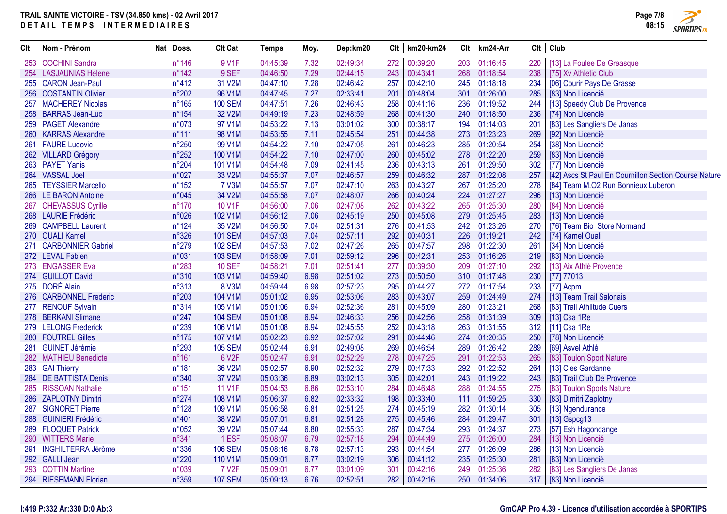**TRAIL SAINTE VICTOIRE - TSV (34.850 kms) - 02 Avril 2017**
**DETAIL TEMPS INTERMEDIAIRES**

| Clt | Nom - Prénom | Nat | Doss. | Clt Cat | Temps | Moy. | Dep:km20 | Clt | km20-km24 | Clt | km24-Arr | Clt | Club |
|---|---|---|---|---|---|---|---|---|---|---|---|---|---|
| 253 | COCHINI Sandra | | n°146 | 9 V1F | 04:45:39 | 7.32 | 02:49:34 | 272 | 00:39:20 | 203 | 01:16:45 | 220 | [13] La Foulee De Greasque |
| 254 | LASJAUNIAS Helene | | n°142 | 9 SEF | 04:46:50 | 7.29 | 02:44:15 | 243 | 00:43:41 | 268 | 01:18:54 | 238 | [75] Xv Athletic Club |
| 255 | CARON Jean-Paul | | n°412 | 31 V2M | 04:47:10 | 7.28 | 02:46:42 | 257 | 00:42:10 | 245 | 01:18:18 | 234 | [06] Courir Pays De Grasse |
| 256 | COSTANTIN Olivier | | n°202 | 96 V1M | 04:47:45 | 7.27 | 02:33:41 | 201 | 00:48:04 | 301 | 01:26:00 | 285 | [83] Non Licencié |
| 257 | MACHEREY Nicolas | | n°165 | 100 SEM | 04:47:51 | 7.26 | 02:46:43 | 258 | 00:41:16 | 236 | 01:19:52 | 244 | [13] Speedy Club De Provence |
| 258 | BARRAS Jean-Luc | | n°154 | 32 V2M | 04:49:19 | 7.23 | 02:48:59 | 268 | 00:41:30 | 240 | 01:18:50 | 236 | [74] Non Licencié |
| 259 | PAGET Alexandre | | n°073 | 97 V1M | 04:53:22 | 7.13 | 03:01:02 | 300 | 00:38:17 | 194 | 01:14:03 | 201 | [83] Les Sangliers De Janas |
| 260 | KARRAS Alexandre | | n°111 | 98 V1M | 04:53:55 | 7.11 | 02:45:54 | 251 | 00:44:38 | 273 | 01:23:23 | 269 | [92] Non Licencié |
| 261 | FAURE Ludovic | | n°250 | 99 V1M | 04:54:22 | 7.10 | 02:47:05 | 261 | 00:46:23 | 285 | 01:20:54 | 254 | [38] Non Licencié |
| 262 | VILLARD Grégory | | n°252 | 100 V1M | 04:54:22 | 7.10 | 02:47:00 | 260 | 00:45:02 | 278 | 01:22:20 | 259 | [83] Non Licencié |
| 263 | PAYET Yanis | | n°204 | 101 V1M | 04:54:48 | 7.09 | 02:41:45 | 236 | 00:43:13 | 261 | 01:29:50 | 302 | [77] Non Licencié |
| 264 | VASSAL Joel | | n°027 | 33 V2M | 04:55:37 | 7.07 | 02:46:57 | 259 | 00:46:32 | 287 | 01:22:08 | 257 | [42] Ascs St Paul En Cournillon Section Course Nature |
| 265 | TEYSSIER Marcello | | n°152 | 7 V3M | 04:55:57 | 7.07 | 02:47:10 | 263 | 00:43:27 | 267 | 01:25:20 | 278 | [84] Team M.O2 Run Bonnieux Luberon |
| 266 | LE BARON Antoine | | n°045 | 34 V2M | 04:55:58 | 7.07 | 02:48:07 | 266 | 00:40:24 | 224 | 01:27:27 | 296 | [13] Non Licencié |
| 267 | CHEVASSUS Cyrille | | n°170 | 10 V1F | 04:56:00 | 7.06 | 02:47:08 | 262 | 00:43:22 | 265 | 01:25:30 | 280 | [84] Non Licencié |
| 268 | LAURIE Frédéric | | n°026 | 102 V1M | 04:56:12 | 7.06 | 02:45:19 | 250 | 00:45:08 | 279 | 01:25:45 | 283 | [13] Non Licencié |
| 269 | CAMPBELL Laurent | | n°124 | 35 V2M | 04:56:50 | 7.04 | 02:51:31 | 276 | 00:41:53 | 242 | 01:23:26 | 270 | [76] Team Bio Store Normand |
| 270 | OUALI Kamel | | n°326 | 101 SEM | 04:57:03 | 7.04 | 02:57:11 | 292 | 00:40:31 | 226 | 01:19:21 | 242 | [74] Kamel Ouali |
| 271 | CARBONNIER Gabriel | | n°279 | 102 SEM | 04:57:53 | 7.02 | 02:47:26 | 265 | 00:47:57 | 298 | 01:22:30 | 261 | [34] Non Licencié |
| 272 | LEVAL Fabien | | n°031 | 103 SEM | 04:58:09 | 7.01 | 02:59:12 | 296 | 00:42:31 | 253 | 01:16:26 | 219 | [83] Non Licencié |
| 273 | ENGASSER Eva | | n°283 | 10 SEF | 04:58:21 | 7.01 | 02:51:41 | 277 | 00:39:30 | 209 | 01:27:10 | 292 | [13] Aix Athlé Provence |
| 274 | GUILLOT David | | n°310 | 103 V1M | 04:59:40 | 6.98 | 02:51:02 | 273 | 00:50:50 | 310 | 01:17:48 | 230 | [77] 77013 |
| 275 | DORÉ Alain | | n°313 | 8 V3M | 04:59:44 | 6.98 | 02:57:23 | 295 | 00:44:27 | 272 | 01:17:54 | 233 | [77] Acpm |
| 276 | CARBONNEL Frederic | | n°203 | 104 V1M | 05:01:02 | 6.95 | 02:53:06 | 283 | 00:43:07 | 259 | 01:24:49 | 274 | [13] Team Trail Salonais |
| 277 | RENOUF Sylvain | | n°314 | 105 V1M | 05:01:06 | 6.94 | 02:52:36 | 281 | 00:45:09 | 280 | 01:23:21 | 268 | [83] Trail Athlitude Cuers |
| 278 | BERKANI Slimane | | n°247 | 104 SEM | 05:01:08 | 6.94 | 02:46:33 | 256 | 00:42:56 | 258 | 01:31:39 | 309 | [13] Csa 1Re |
| 279 | LELONG Frederick | | n°239 | 106 V1M | 05:01:08 | 6.94 | 02:45:55 | 252 | 00:43:18 | 263 | 01:31:55 | 312 | [11] Csa 1Re |
| 280 | FOUTREL Gilles | | n°175 | 107 V1M | 05:02:23 | 6.92 | 02:57:02 | 291 | 00:44:46 | 274 | 01:20:35 | 250 | [78] Non Licencié |
| 281 | GUINET Jérémie | | n°293 | 105 SEM | 05:02:44 | 6.91 | 02:49:08 | 269 | 00:46:54 | 289 | 01:26:42 | 289 | [69] Asvel Athlé |
| 282 | MATHIEU Benedicte | | n°161 | 6 V2F | 05:02:47 | 6.91 | 02:52:29 | 278 | 00:47:25 | 291 | 01:22:53 | 265 | [83] Toulon Sport Nature |
| 283 | GAI Thierry | | n°181 | 36 V2M | 05:02:57 | 6.90 | 02:52:32 | 279 | 00:47:33 | 292 | 01:22:52 | 264 | [13] Cles Gardanne |
| 284 | DE BATTISTA Denis | | n°340 | 37 V2M | 05:03:36 | 6.89 | 03:02:13 | 305 | 00:42:01 | 243 | 01:19:22 | 243 | [83] Trail Club De Provence |
| 285 | RISSOAN Nathalie | | n°151 | 11 V1F | 05:04:53 | 6.86 | 02:53:10 | 284 | 00:46:48 | 288 | 01:24:55 | 275 | [83] Toulon Sports Nature |
| 286 | ZAPLOTNY Dimitri | | n°274 | 108 V1M | 05:06:37 | 6.82 | 02:33:32 | 198 | 00:33:40 | 111 | 01:59:25 | 330 | [83] Dimitri Zaplotny |
| 287 | SIGNORET Pierre | | n°128 | 109 V1M | 05:06:58 | 6.81 | 02:51:25 | 274 | 00:45:19 | 282 | 01:30:14 | 305 | [13] Ngendurance |
| 288 | GUINIERI Frédéric | | n°401 | 38 V2M | 05:07:01 | 6.81 | 02:51:28 | 275 | 00:45:46 | 284 | 01:29:47 | 301 | [13] Gspcg13 |
| 289 | FLOQUET Patrick | | n°052 | 39 V2M | 05:07:44 | 6.80 | 02:55:33 | 287 | 00:47:34 | 293 | 01:24:37 | 273 | [57] Esh Hagondange |
| 290 | WITTERS Marie | | n°341 | 1 ESF | 05:08:07 | 6.79 | 02:57:18 | 294 | 00:44:49 | 275 | 01:26:00 | 284 | [13] Non Licencié |
| 291 | INGHILTERRA Jérôme | | n°336 | 106 SEM | 05:08:16 | 6.78 | 02:57:13 | 293 | 00:44:54 | 277 | 01:26:09 | 286 | [13] Non Licencié |
| 292 | GALLI Jean | | n°220 | 110 V1M | 05:09:01 | 6.77 | 03:02:19 | 306 | 00:41:12 | 235 | 01:25:30 | 281 | [83] Non Licencié |
| 293 | COTTIN Martine | | n°039 | 7 V2F | 05:09:01 | 6.77 | 03:01:09 | 301 | 00:42:16 | 249 | 01:25:36 | 282 | [83] Les Sangliers De Janas |
| 294 | RIESEMANN Florian | | n°359 | 107 SEM | 05:09:13 | 6.76 | 02:52:51 | 282 | 00:42:16 | 250 | 01:34:06 | 317 | [83] Non Licencié |

I:419 P:332 Ar:330 D:0 Ab:3

GmCAP Pro 4.39 - Licence d'utilisation accordée à SPORTIPS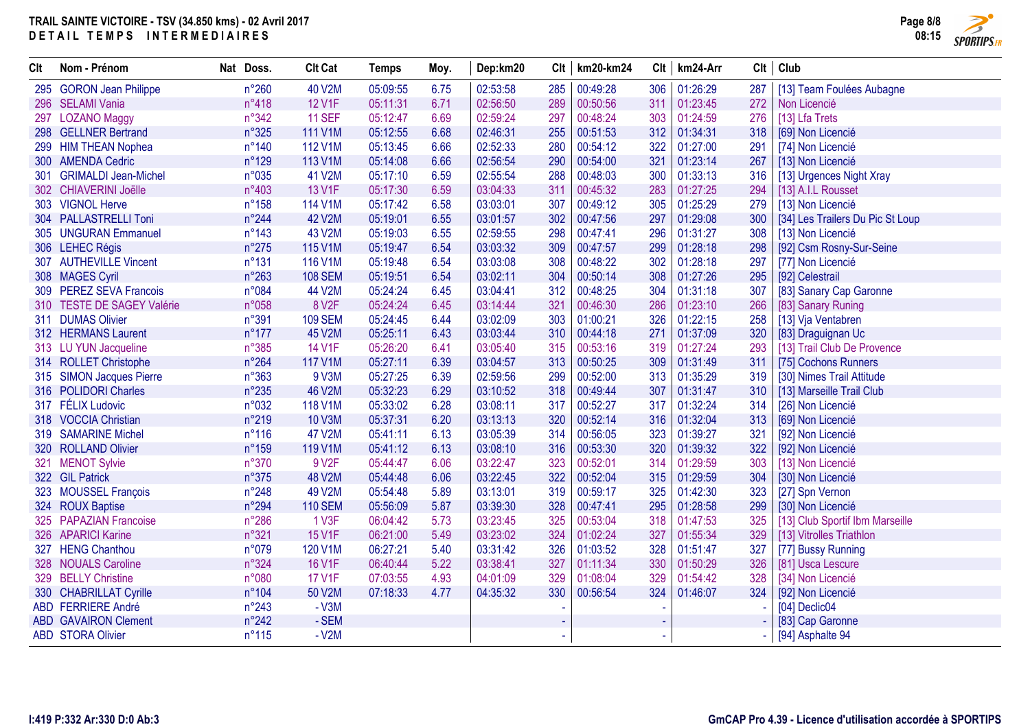**TRAIL SAINTE VICTOIRE - TSV (34.850 kms) - 02 Avril 2017**
**DETAIL TEMPS INTERMEDIAIRES**

| Clt | Nom - Prénom | Nat | Doss. | Clt Cat | Temps | Moy. | Dep:km20 | Clt | km20-km24 | Clt | km24-Arr | Clt | Club |
|---|---|---|---|---|---|---|---|---|---|---|---|---|---|
| 295 | GORON Jean Philippe | | n°260 | 40 V2M | 05:09:55 | 6.75 | 02:53:58 | 285 | 00:49:28 | 306 | 01:26:29 | 287 | [13] Team Foulées Aubagne |
| 296 | SELAMI Vania | | n°418 | 12 V1F | 05:11:31 | 6.71 | 02:56:50 | 289 | 00:50:56 | 311 | 01:23:45 | 272 | Non Licencié |
| 297 | LOZANO Maggy | | n°342 | 11 SEF | 05:12:47 | 6.69 | 02:59:24 | 297 | 00:48:24 | 303 | 01:24:59 | 276 | [13] Lfa Trets |
| 298 | GELLNER Bertrand | | n°325 | 111 V1M | 05:12:55 | 6.68 | 02:46:31 | 255 | 00:51:53 | 312 | 01:34:31 | 318 | [69] Non Licencié |
| 299 | HIM THEAN Nophea | | n°140 | 112 V1M | 05:13:45 | 6.66 | 02:52:33 | 280 | 00:54:12 | 322 | 01:27:00 | 291 | [74] Non Licencié |
| 300 | AMENDA Cedric | | n°129 | 113 V1M | 05:14:08 | 6.66 | 02:56:54 | 290 | 00:54:00 | 321 | 01:23:14 | 267 | [13] Non Licencié |
| 301 | GRIMALDI Jean-Michel | | n°035 | 41 V2M | 05:17:10 | 6.59 | 02:55:54 | 288 | 00:48:03 | 300 | 01:33:13 | 316 | [13] Urgences Night Xray |
| 302 | CHIAVERINI Joëlle | | n°403 | 13 V1F | 05:17:30 | 6.59 | 03:04:33 | 311 | 00:45:32 | 283 | 01:27:25 | 294 | [13] A.I.L Rousset |
| 303 | VIGNOL Herve | | n°158 | 114 V1M | 05:17:42 | 6.58 | 03:03:01 | 307 | 00:49:12 | 305 | 01:25:29 | 279 | [13] Non Licencié |
| 304 | PALLASTRELLI Toni | | n°244 | 42 V2M | 05:19:01 | 6.55 | 03:01:57 | 302 | 00:47:56 | 297 | 01:29:08 | 300 | [34] Les Trailers Du Pic St Loup |
| 305 | UNGURAN Emmanuel | | n°143 | 43 V2M | 05:19:03 | 6.55 | 02:59:55 | 298 | 00:47:41 | 296 | 01:31:27 | 308 | [13] Non Licencié |
| 306 | LEHEC Régis | | n°275 | 115 V1M | 05:19:47 | 6.54 | 03:03:32 | 309 | 00:47:57 | 299 | 01:28:18 | 298 | [92] Csm Rosny-Sur-Seine |
| 307 | AUTHEVILLE Vincent | | n°131 | 116 V1M | 05:19:48 | 6.54 | 03:03:08 | 308 | 00:48:22 | 302 | 01:28:18 | 297 | [77] Non Licencié |
| 308 | MAGES Cyril | | n°263 | 108 SEM | 05:19:51 | 6.54 | 03:02:11 | 304 | 00:50:14 | 308 | 01:27:26 | 295 | [92] Celestrail |
| 309 | PEREZ SEVA Francois | | n°084 | 44 V2M | 05:24:24 | 6.45 | 03:04:41 | 312 | 00:48:25 | 304 | 01:31:18 | 307 | [83] Sanary Cap Garonne |
| 310 | TESTE DE SAGEY Valérie | | n°058 | 8 V2F | 05:24:24 | 6.45 | 03:14:44 | 321 | 00:46:30 | 286 | 01:23:10 | 266 | [83] Sanary Runing |
| 311 | DUMAS Olivier | | n°391 | 109 SEM | 05:24:45 | 6.44 | 03:02:09 | 303 | 01:00:21 | 326 | 01:22:15 | 258 | [13] Vja Ventabren |
| 312 | HERMANS Laurent | | n°177 | 45 V2M | 05:25:11 | 6.43 | 03:03:44 | 310 | 00:44:18 | 271 | 01:37:09 | 320 | [83] Draguignan Uc |
| 313 | LU YUN Jacqueline | | n°385 | 14 V1F | 05:26:20 | 6.41 | 03:05:40 | 315 | 00:53:16 | 319 | 01:27:24 | 293 | [13] Trail Club De Provence |
| 314 | ROLLET Christophe | | n°264 | 117 V1M | 05:27:11 | 6.39 | 03:04:57 | 313 | 00:50:25 | 309 | 01:31:49 | 311 | [75] Cochons Runners |
| 315 | SIMON Jacques Pierre | | n°363 | 9 V3M | 05:27:25 | 6.39 | 02:59:56 | 299 | 00:52:00 | 313 | 01:35:29 | 319 | [30] Nimes Trail Attitude |
| 316 | POLIDORI Charles | | n°235 | 46 V2M | 05:32:23 | 6.29 | 03:10:52 | 318 | 00:49:44 | 307 | 01:31:47 | 310 | [13] Marseille Trail Club |
| 317 | FÉLIX Ludovic | | n°032 | 118 V1M | 05:33:02 | 6.28 | 03:08:11 | 317 | 00:52:27 | 317 | 01:32:24 | 314 | [26] Non Licencié |
| 318 | VOCCIA Christian | | n°219 | 10 V3M | 05:37:31 | 6.20 | 03:13:13 | 320 | 00:52:14 | 316 | 01:32:04 | 313 | [69] Non Licencié |
| 319 | SAMARINE Michel | | n°116 | 47 V2M | 05:41:11 | 6.13 | 03:05:39 | 314 | 00:56:05 | 323 | 01:39:27 | 321 | [92] Non Licencié |
| 320 | ROLLAND Olivier | | n°159 | 119 V1M | 05:41:12 | 6.13 | 03:08:10 | 316 | 00:53:30 | 320 | 01:39:32 | 322 | [92] Non Licencié |
| 321 | MENOT Sylvie | | n°370 | 9 V2F | 05:44:47 | 6.06 | 03:22:47 | 323 | 00:52:01 | 314 | 01:29:59 | 303 | [13] Non Licencié |
| 322 | GIL Patrick | | n°375 | 48 V2M | 05:44:48 | 6.06 | 03:22:45 | 322 | 00:52:04 | 315 | 01:29:59 | 304 | [30] Non Licencié |
| 323 | MOUSSEL François | | n°248 | 49 V2M | 05:54:48 | 5.89 | 03:13:01 | 319 | 00:59:17 | 325 | 01:42:30 | 323 | [27] Spn Vernon |
| 324 | ROUX Baptise | | n°294 | 110 SEM | 05:56:09 | 5.87 | 03:39:30 | 328 | 00:47:41 | 295 | 01:28:58 | 299 | [30] Non Licencié |
| 325 | PAPAZIAN Francoise | | n°286 | 1 V3F | 06:04:42 | 5.73 | 03:23:45 | 325 | 00:53:04 | 318 | 01:47:53 | 325 | [13] Club Sportif Ibm Marseille |
| 326 | APARICI Karine | | n°321 | 15 V1F | 06:21:00 | 5.49 | 03:23:02 | 324 | 01:02:24 | 327 | 01:55:34 | 329 | [13] Vitrolles Triathlon |
| 327 | HENG Chanthou | | n°079 | 120 V1M | 06:27:21 | 5.40 | 03:31:42 | 326 | 01:03:52 | 328 | 01:51:47 | 327 | [77] Bussy Running |
| 328 | NOUALS Caroline | | n°324 | 16 V1F | 06:40:44 | 5.22 | 03:38:41 | 327 | 01:11:34 | 330 | 01:50:29 | 326 | [81] Usca Lescure |
| 329 | BELLY Christine | | n°080 | 17 V1F | 07:03:55 | 4.93 | 04:01:09 | 329 | 01:08:04 | 329 | 01:54:42 | 328 | [34] Non Licencié |
| 330 | CHABRILLAT Cyrille | | n°104 | 50 V2M | 07:18:33 | 4.77 | 04:35:32 | 330 | 00:56:54 | 324 | 01:46:07 | 324 | [92] Non Licencié |
| ABD | FERRIERE André | | n°243 | - V3M | | | | - | | - | | - | [04] Declic04 |
| ABD | GAVAIRON Clement | | n°242 | - SEM | | | | - | | - | | - | [83] Cap Garonne |
| ABD | STORA Olivier | | n°115 | - V2M | | | | - | | - | | - | [94] Asphalte 94 |

I:419 P:332 Ar:330 D:0 Ab:3

GmCAP Pro 4.39 - Licence d'utilisation accordée à SPORTIPS